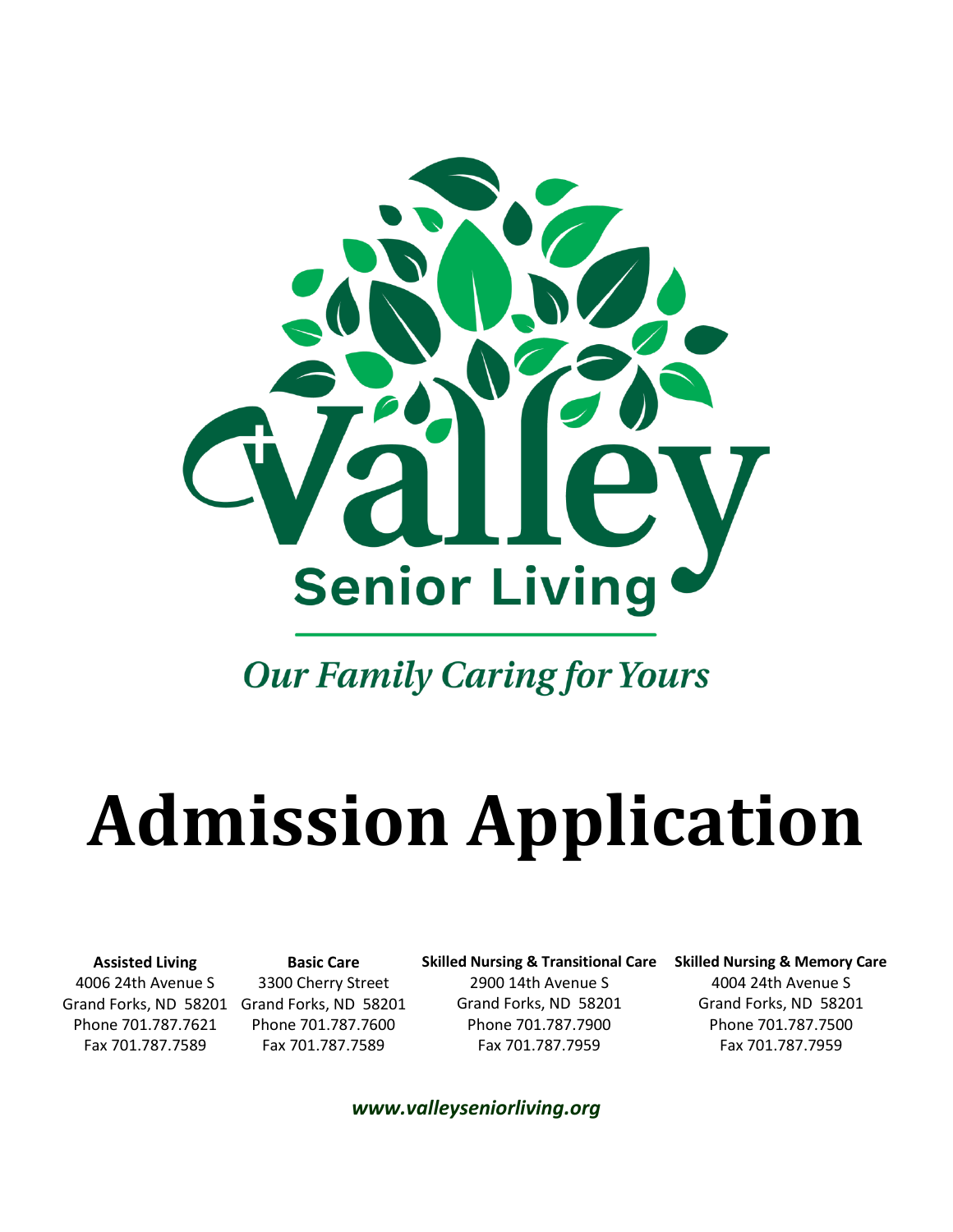Valley Senior Living

*Our Family Caring for Yours*

# Admission Application

**Assisted Living**
4006 24th Avenue S
Grand Forks, ND 58201
Phone 701.787.7621
Fax 701.787.7589

**Basic Care**
3300 Cherry Street
Grand Forks, ND 58201
Phone 701.787.7600
Fax 701.787.7589

**Skilled Nursing & Transitional Care**
2900 14th Avenue S
Grand Forks, ND 58201
Phone 701.787.7900
Fax 701.787.7959

**Skilled Nursing & Memory Care**
4004 24th Avenue S
Grand Forks, ND 58201
Phone 701.787.7500
Fax 701.787.7959

***www.valleyseniorliving.org***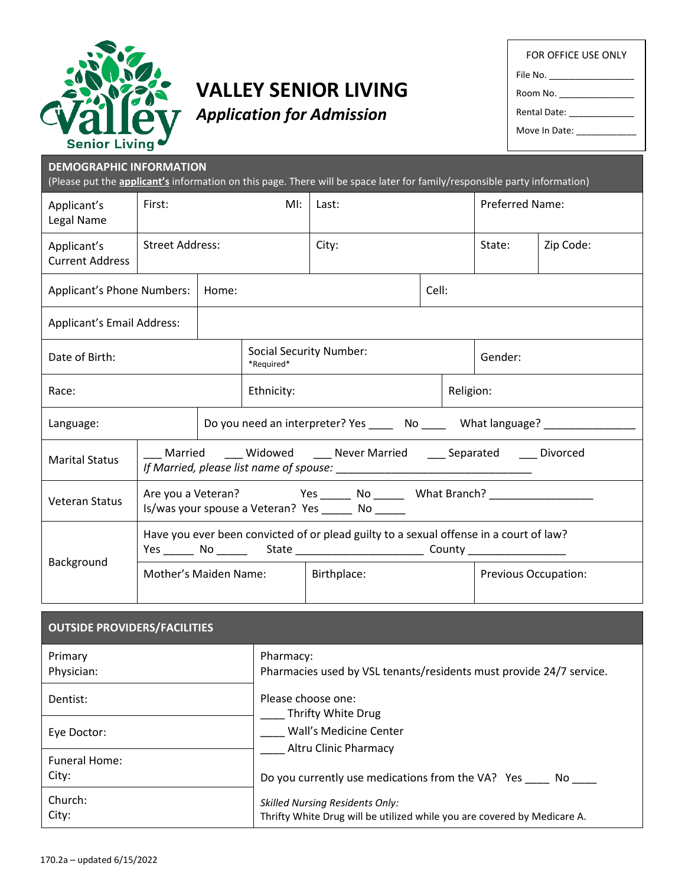# VALLEY SENIOR LIVING

***Application for Admission***

| FOR OFFICE USE ONLY |
|---|
| File No. ________________ |
| Room No. _______________ |
| Rental Date: _____________ |
| Move In Date: ____________ |

## DEMOGRAPHIC INFORMATION

(Please put the **applicant's** information on this page. There will be space later for family/responsible party information)

| | | | | |
|---|---|---|---|---|
| Applicant's Legal Name | First: | MI: | Last: | Preferred Name: |
| Applicant's Current Address | Street Address: | City: | State: | Zip Code: |
| Applicant's Phone Numbers: | Home: | | Cell: | |
| Applicant's Email Address: | | | | |
| Date of Birth: | | Social Security Number: *Required* | | Gender: |
| Race: | | Ethnicity: | Religion: | |
| Language: | Do you need an interpreter? Yes ____ No ____ What language? _______________ | | | |
| Marital Status | ___ Married ___ Widowed ___ Never Married ___ Separated ___ Divorced<br>*If Married, please list name of spouse:* _______________________________ | | | |
| Veteran Status | Are you a Veteran? Yes _____ No _____ What Branch? _________________<br>Is/was your spouse a Veteran? Yes _____ No _____ | | | |
| Background | Have you ever been convicted of or plead guilty to a sexual offense in a court of law?<br>Yes _____ No _____ State _____________________ County ________________ | | | |
| | Mother's Maiden Name: | Birthplace: | Previous Occupation: | |

## OUTSIDE PROVIDERS/FACILITIES

| | |
|---|---|
| Primary Physician: | Pharmacy:<br>Pharmacies used by VSL tenants/residents must provide 24/7 service. |
| Dentist: | Please choose one:<br>____ Thrifty White Drug<br>____ Wall's Medicine Center<br>____ Altru Clinic Pharmacy |
| Eye Doctor: | |
| Funeral Home:<br>City: | Do you currently use medications from the VA? Yes ____ No ____ |
| Church:<br>City: | *Skilled Nursing Residents Only:*<br>Thrifty White Drug will be utilized while you are covered by Medicare A. |

170.2a – updated 6/15/2022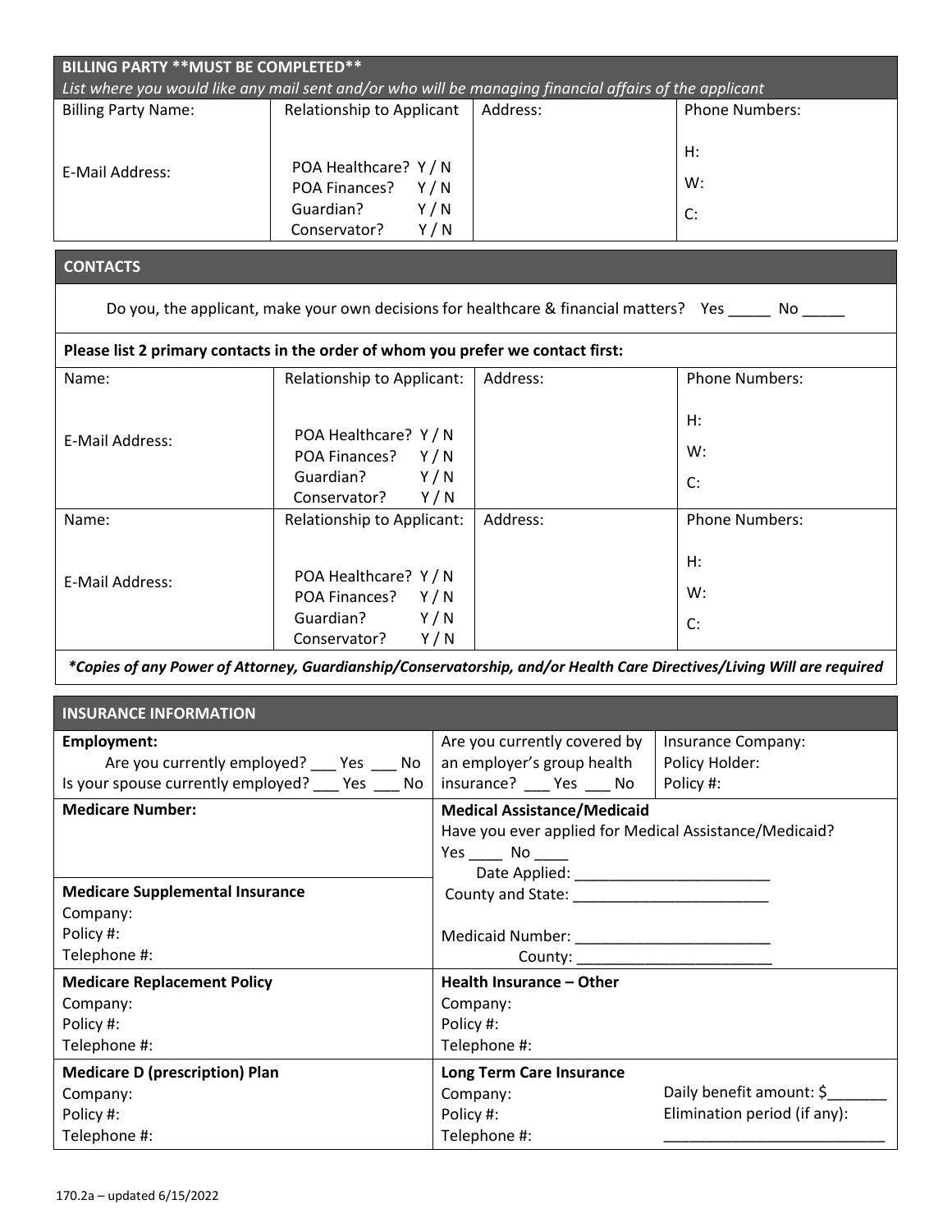## BILLING PARTY **MUST BE COMPLETED**

*List where you would like any mail sent and/or who will be managing financial affairs of the applicant*

| Billing Party Name: | Relationship to Applicant | Address: | Phone Numbers: |
|---|---|---|---|
| E-Mail Address: | POA Healthcare? Y / N<br>POA Finances? Y / N<br>Guardian? Y / N<br>Conservator? Y / N | | H:<br>W:<br>C: |

## CONTACTS

Do you, the applicant, make your own decisions for healthcare & financial matters? Yes _____ No _____

**Please list 2 primary contacts in the order of whom you prefer we contact first:**

| Name: | Relationship to Applicant: | Address: | Phone Numbers: |
|---|---|---|---|
| E-Mail Address: | POA Healthcare? Y / N<br>POA Finances? Y / N<br>Guardian? Y / N<br>Conservator? Y / N | | H:<br>W:<br>C: |
| Name: | Relationship to Applicant: | Address: | Phone Numbers: |
| E-Mail Address: | POA Healthcare? Y / N<br>POA Finances? Y / N<br>Guardian? Y / N<br>Conservator? Y / N | | H:<br>W:<br>C: |

***Copies of any Power of Attorney, Guardianship/Conservatorship, and/or Health Care Directives/Living Will are required***

## INSURANCE INFORMATION

| | | |
|---|---|---|
| **Employment:**<br>Are you currently employed? ___ Yes ___ No<br>Is your spouse currently employed? ___ Yes ___ No | Are you currently covered by an employer's group health insurance? ___ Yes ___ No | Insurance Company:<br>Policy Holder:<br>Policy #: |
| **Medicare Number:** | **Medical Assistance/Medicaid**<br>Have you ever applied for Medical Assistance/Medicaid?<br>Yes ____ No ____<br>Date Applied: ________________________<br>County and State: ________________________<br>Medicaid Number: ________________________<br>County: ________________________ | |
| **Medicare Supplemental Insurance**<br>Company:<br>Policy #:<br>Telephone #: | | |
| **Medicare Replacement Policy**<br>Company:<br>Policy #:<br>Telephone #: | **Health Insurance – Other**<br>Company:<br>Policy #:<br>Telephone #: | |
| **Medicare D (prescription) Plan**<br>Company:<br>Policy #:<br>Telephone #: | **Long Term Care Insurance**<br>Company:<br>Policy #:<br>Telephone #: | Daily benefit amount: $_______<br>Elimination period (if any):<br>___________________________ |

170.2a – updated 6/15/2022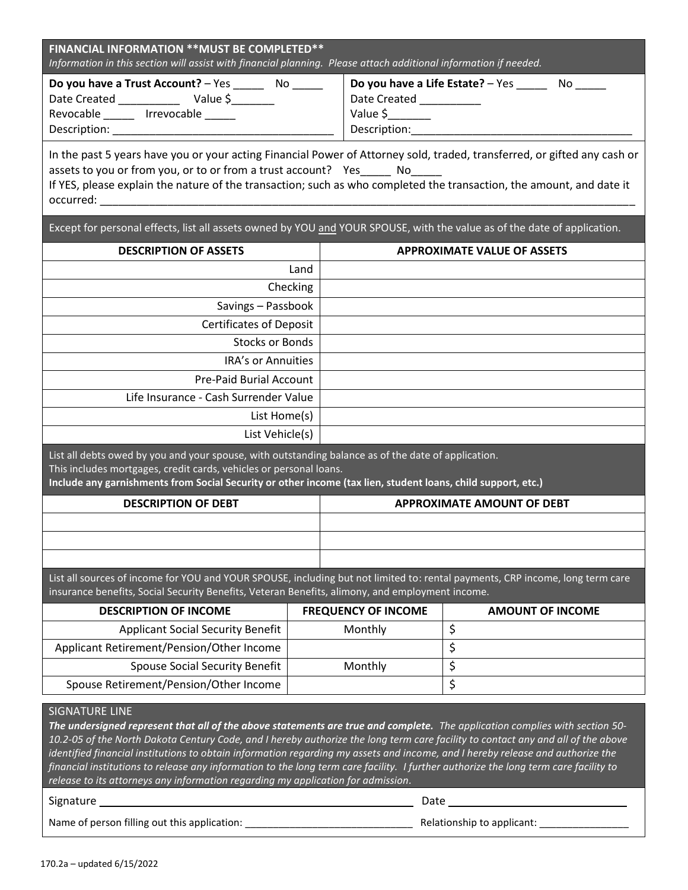## FINANCIAL INFORMATION **MUST BE COMPLETED**

*Information in this section will assist with financial planning. Please attach additional information if needed.*

**Do you have a Trust Account?** – Yes _____ No _____
Date Created __________ Value $_______
Revocable _____ Irrevocable _____
Description: ____________________________________

**Do you have a Life Estate?** – Yes _____ No _____
Date Created __________
Value $_______
Description:____________________________________

In the past 5 years have you or your acting Financial Power of Attorney sold, traded, transferred, or gifted any cash or assets to you or from you, or to or from a trust account? Yes_____ No_____
If YES, please explain the nature of the transaction; such as who completed the transaction, the amount, and date it occurred: ____________________________________________________________________________________________

Except for personal effects, list all assets owned by YOU and YOUR SPOUSE, with the value as of the date of application.

| DESCRIPTION OF ASSETS | APPROXIMATE VALUE OF ASSETS |
|---|---|
| Land | |
| Checking | |
| Savings – Passbook | |
| Certificates of Deposit | |
| Stocks or Bonds | |
| IRA's or Annuities | |
| Pre-Paid Burial Account | |
| Life Insurance - Cash Surrender Value | |
| List Home(s) | |
| List Vehicle(s) | |

List all debts owed by you and your spouse, with outstanding balance as of the date of application.
This includes mortgages, credit cards, vehicles or personal loans.
**Include any garnishments from Social Security or other income (tax lien, student loans, child support, etc.)**

| DESCRIPTION OF DEBT | APPROXIMATE AMOUNT OF DEBT |
|---|---|
| | |
| | |
| | |

List all sources of income for YOU and YOUR SPOUSE, including but not limited to: rental payments, CRP income, long term care insurance benefits, Social Security Benefits, Veteran Benefits, alimony, and employment income.

| DESCRIPTION OF INCOME | FREQUENCY OF INCOME | AMOUNT OF INCOME |
|---|---|---|
| Applicant Social Security Benefit | Monthly | $ |
| Applicant Retirement/Pension/Other Income | | $ |
| Spouse Social Security Benefit | Monthly | $ |
| Spouse Retirement/Pension/Other Income | | $ |

## SIGNATURE LINE

***The undersigned represent that all of the above statements are true and complete.*** *The application complies with section 50-10.2-05 of the North Dakota Century Code, and I hereby authorize the long term care facility to contact any and all of the above identified financial institutions to obtain information regarding my assets and income, and I hereby release and authorize the financial institutions to release any information to the long term care facility. I further authorize the long term care facility to release to its attorneys any information regarding my application for admission.*

Signature ____________________________________________ Date ____________________________

Name of person filling out this application: ______________________________ Relationship to applicant: ________________

170.2a – updated 6/15/2022